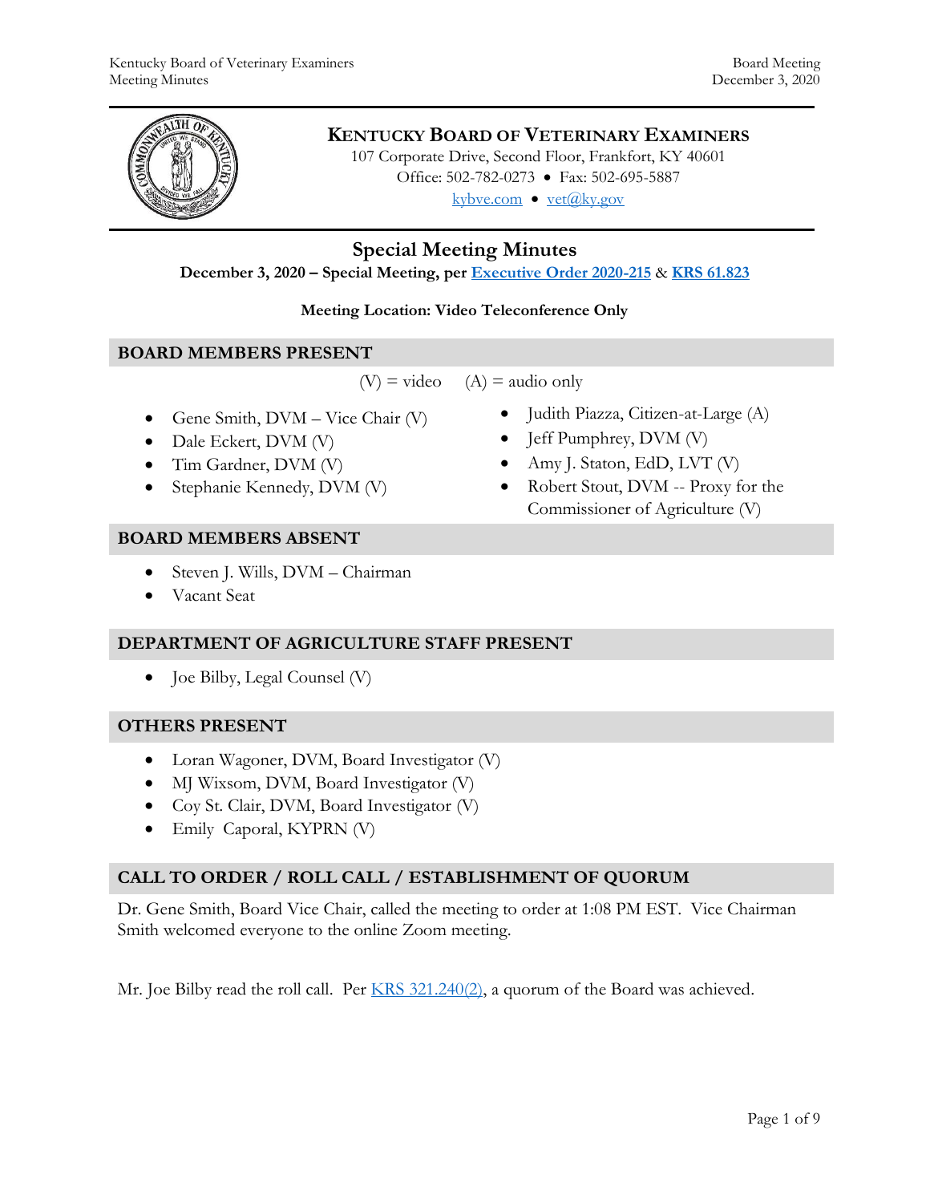# KENTUCKY BOARD OF VETERINARY EXAMINERS

107 Corporate Drive, Second Floor, Frankfort, KY 40601
Office: 502-782-0273 • Fax: 502-695-5887
kybve.com • vet@ky.gov

## Special Meeting Minutes

**December 3, 2020 – Special Meeting, per Executive Order 2020-215 & KRS 61.823**

**Meeting Location: Video Teleconference Only**

### BOARD MEMBERS PRESENT

(V) = video (A) = audio only

- Gene Smith, DVM – Vice Chair (V)
- Dale Eckert, DVM (V)
- Tim Gardner, DVM (V)
- Stephanie Kennedy, DVM (V)
- Judith Piazza, Citizen-at-Large (A)
- Jeff Pumphrey, DVM (V)
- Amy J. Staton, EdD, LVT (V)
- Robert Stout, DVM -- Proxy for the Commissioner of Agriculture (V)

### BOARD MEMBERS ABSENT

- Steven J. Wills, DVM – Chairman
- Vacant Seat

### DEPARTMENT OF AGRICULTURE STAFF PRESENT

- Joe Bilby, Legal Counsel (V)

### OTHERS PRESENT

- Loran Wagoner, DVM, Board Investigator (V)
- MJ Wixsom, DVM, Board Investigator (V)
- Coy St. Clair, DVM, Board Investigator (V)
- Emily Caporal, KYPRN (V)

### CALL TO ORDER / ROLL CALL / ESTABLISHMENT OF QUORUM

Dr. Gene Smith, Board Vice Chair, called the meeting to order at 1:08 PM EST. Vice Chairman Smith welcomed everyone to the online Zoom meeting.

Mr. Joe Bilby read the roll call. Per KRS 321.240(2), a quorum of the Board was achieved.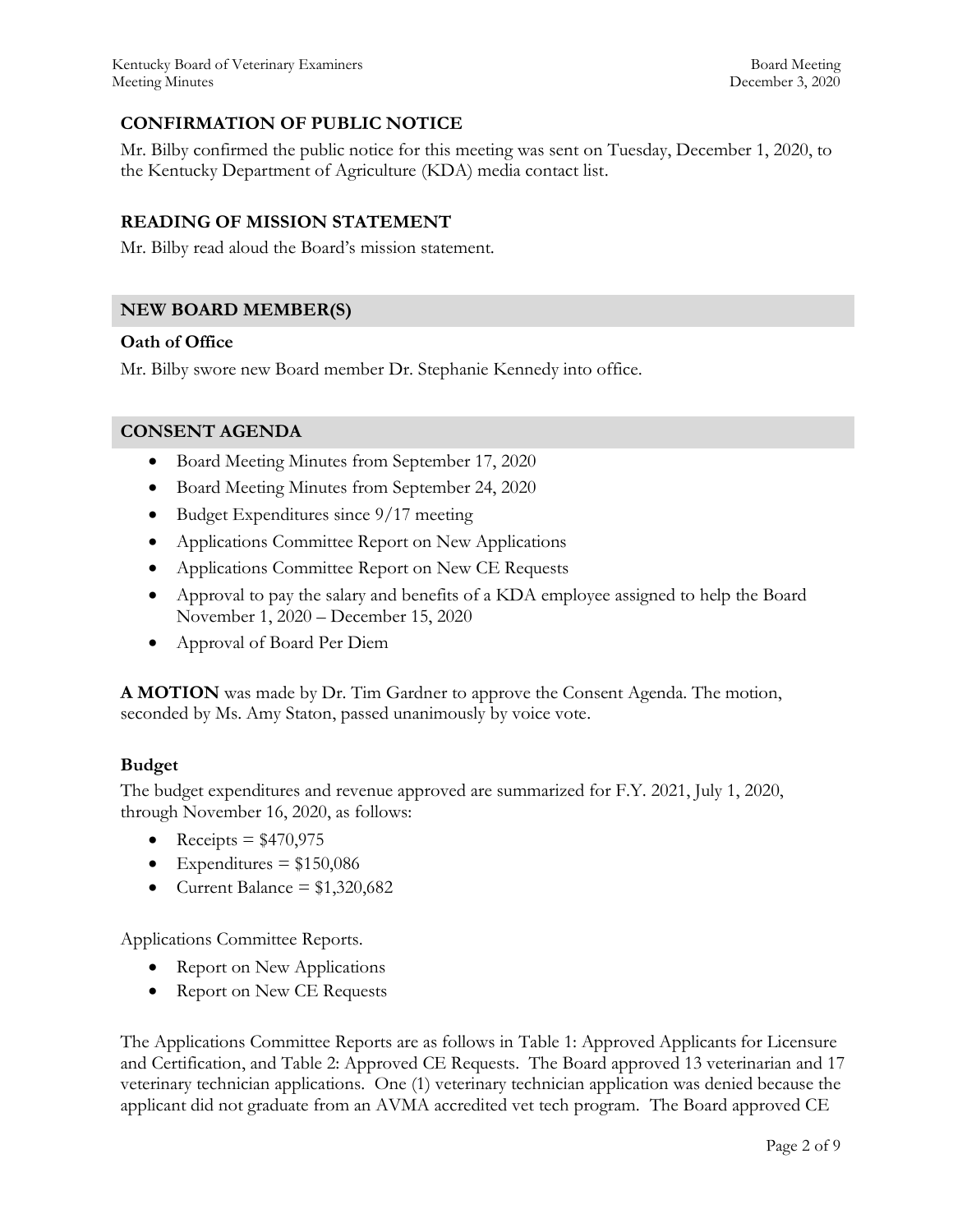## CONFIRMATION OF PUBLIC NOTICE

Mr. Bilby confirmed the public notice for this meeting was sent on Tuesday, December 1, 2020, to the Kentucky Department of Agriculture (KDA) media contact list.

## READING OF MISSION STATEMENT

Mr. Bilby read aloud the Board's mission statement.

## NEW BOARD MEMBER(S)

### Oath of Office

Mr. Bilby swore new Board member Dr. Stephanie Kennedy into office.

## CONSENT AGENDA

- Board Meeting Minutes from September 17, 2020
- Board Meeting Minutes from September 24, 2020
- Budget Expenditures since 9/17 meeting
- Applications Committee Report on New Applications
- Applications Committee Report on New CE Requests
- Approval to pay the salary and benefits of a KDA employee assigned to help the Board November 1, 2020 – December 15, 2020
- Approval of Board Per Diem

**A MOTION** was made by Dr. Tim Gardner to approve the Consent Agenda. The motion, seconded by Ms. Amy Staton, passed unanimously by voice vote.

### Budget

The budget expenditures and revenue approved are summarized for F.Y. 2021, July 1, 2020, through November 16, 2020, as follows:

- Receipts = $470,975
- Expenditures = $150,086
- Current Balance = $1,320,682

Applications Committee Reports.

- Report on New Applications
- Report on New CE Requests

The Applications Committee Reports are as follows in Table 1: Approved Applicants for Licensure and Certification, and Table 2: Approved CE Requests. The Board approved 13 veterinarian and 17 veterinary technician applications. One (1) veterinary technician application was denied because the applicant did not graduate from an AVMA accredited vet tech program. The Board approved CE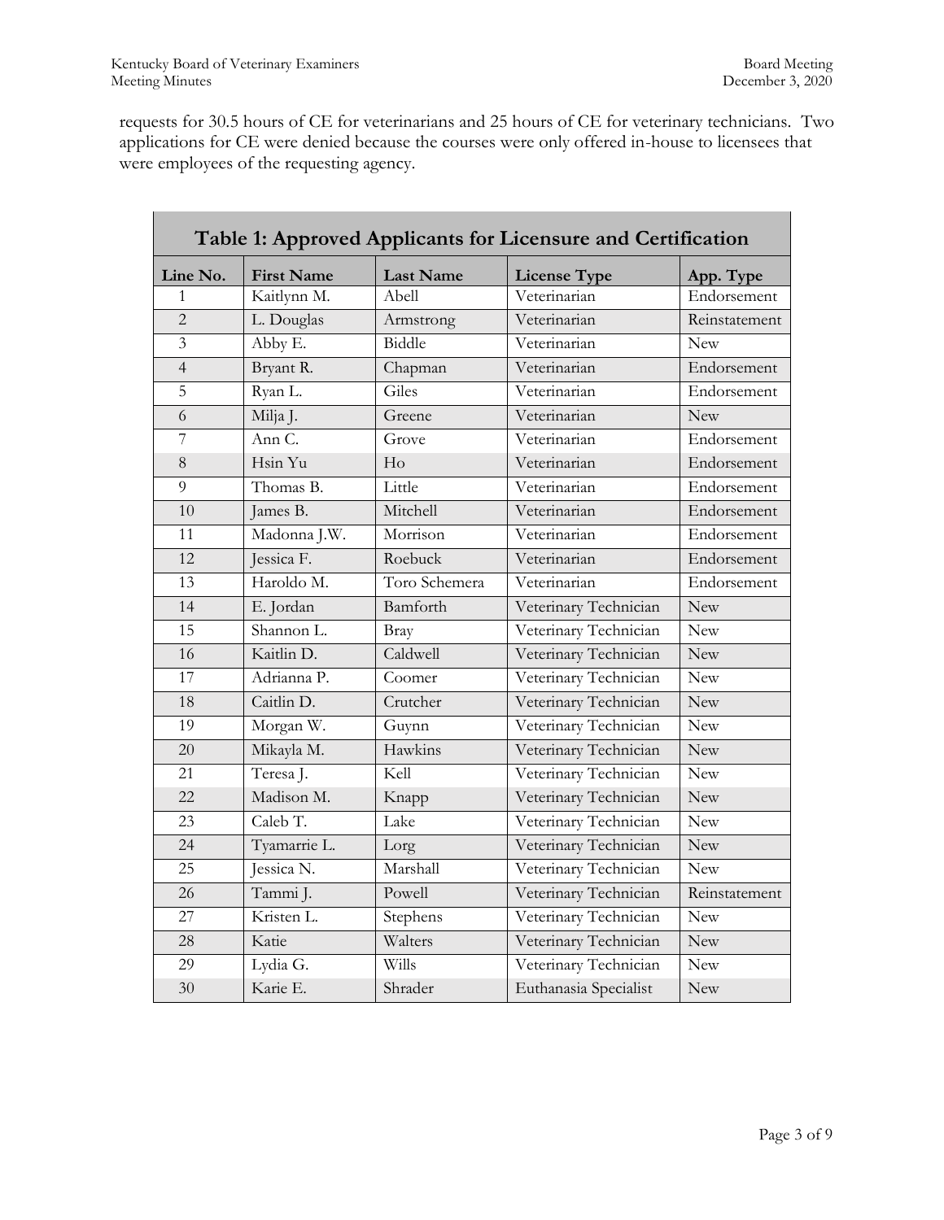requests for 30.5 hours of CE for veterinarians and 25 hours of CE for veterinary technicians. Two applications for CE were denied because the courses were only offered in-house to licensees that were employees of the requesting agency.

**Table 1: Approved Applicants for Licensure and Certification**

| Line No. | First Name | Last Name | License Type | App. Type |
|---|---|---|---|---|
| 1 | Kaitlynn M. | Abell | Veterinarian | Endorsement |
| 2 | L. Douglas | Armstrong | Veterinarian | Reinstatement |
| 3 | Abby E. | Biddle | Veterinarian | New |
| 4 | Bryant R. | Chapman | Veterinarian | Endorsement |
| 5 | Ryan L. | Giles | Veterinarian | Endorsement |
| 6 | Milja J. | Greene | Veterinarian | New |
| 7 | Ann C. | Grove | Veterinarian | Endorsement |
| 8 | Hsin Yu | Ho | Veterinarian | Endorsement |
| 9 | Thomas B. | Little | Veterinarian | Endorsement |
| 10 | James B. | Mitchell | Veterinarian | Endorsement |
| 11 | Madonna J.W. | Morrison | Veterinarian | Endorsement |
| 12 | Jessica F. | Roebuck | Veterinarian | Endorsement |
| 13 | Haroldo M. | Toro Schemera | Veterinarian | Endorsement |
| 14 | E. Jordan | Bamforth | Veterinary Technician | New |
| 15 | Shannon L. | Bray | Veterinary Technician | New |
| 16 | Kaitlin D. | Caldwell | Veterinary Technician | New |
| 17 | Adrianna P. | Coomer | Veterinary Technician | New |
| 18 | Caitlin D. | Crutcher | Veterinary Technician | New |
| 19 | Morgan W. | Guynn | Veterinary Technician | New |
| 20 | Mikayla M. | Hawkins | Veterinary Technician | New |
| 21 | Teresa J. | Kell | Veterinary Technician | New |
| 22 | Madison M. | Knapp | Veterinary Technician | New |
| 23 | Caleb T. | Lake | Veterinary Technician | New |
| 24 | Tyamarrie L. | Lorg | Veterinary Technician | New |
| 25 | Jessica N. | Marshall | Veterinary Technician | New |
| 26 | Tammi J. | Powell | Veterinary Technician | Reinstatement |
| 27 | Kristen L. | Stephens | Veterinary Technician | New |
| 28 | Katie | Walters | Veterinary Technician | New |
| 29 | Lydia G. | Wills | Veterinary Technician | New |
| 30 | Karie E. | Shrader | Euthanasia Specialist | New |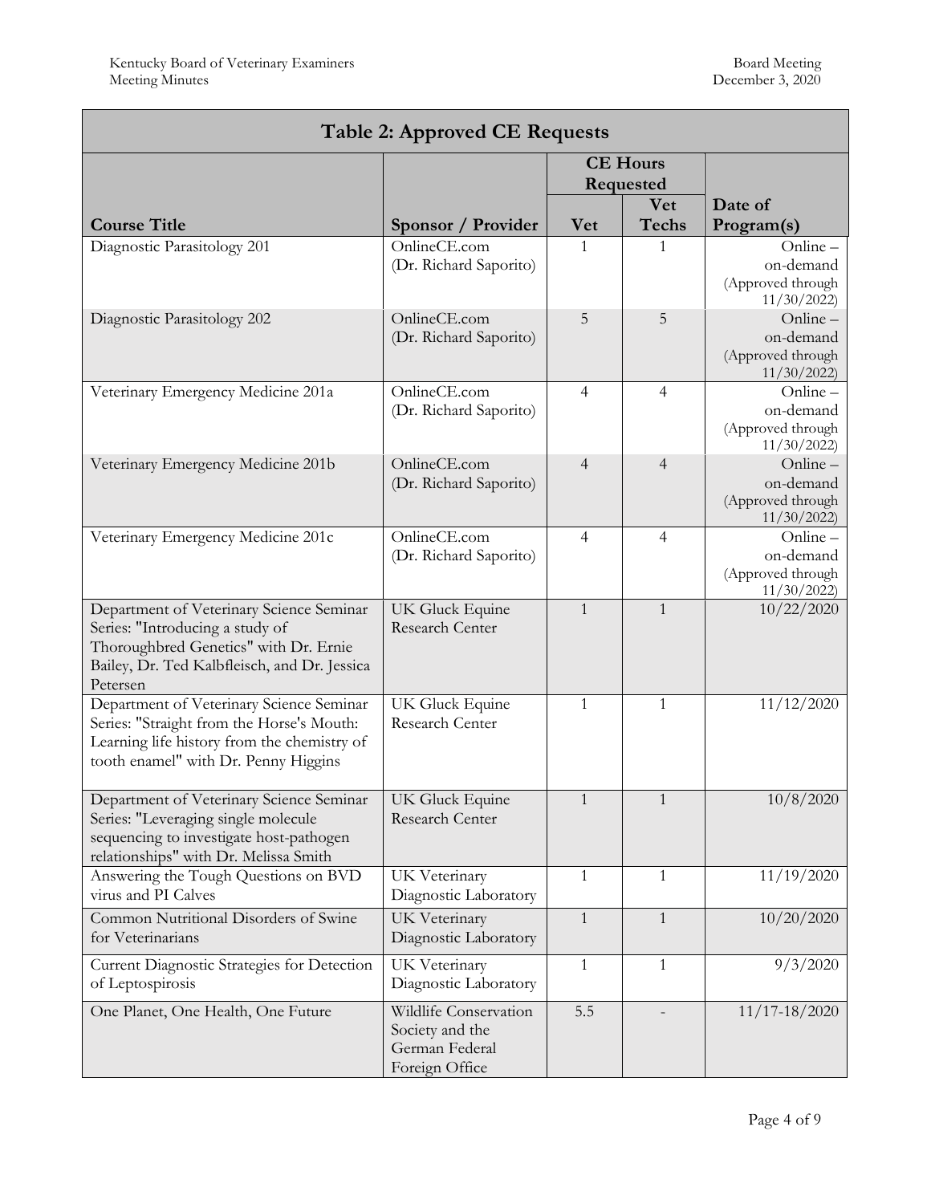| Table 2: Approved CE Requests | | | | |
|---|---|---|---|---|
| | | CE Hours Requested | | |
| Course Title | Sponsor / Provider | Vet | Vet Techs | Date of Program(s) |
| Diagnostic Parasitology 201 | OnlineCE.com (Dr. Richard Saporito) | 1 | 1 | Online – on-demand (Approved through 11/30/2022) |
| Diagnostic Parasitology 202 | OnlineCE.com (Dr. Richard Saporito) | 5 | 5 | Online – on-demand (Approved through 11/30/2022) |
| Veterinary Emergency Medicine 201a | OnlineCE.com (Dr. Richard Saporito) | 4 | 4 | Online – on-demand (Approved through 11/30/2022) |
| Veterinary Emergency Medicine 201b | OnlineCE.com (Dr. Richard Saporito) | 4 | 4 | Online – on-demand (Approved through 11/30/2022) |
| Veterinary Emergency Medicine 201c | OnlineCE.com (Dr. Richard Saporito) | 4 | 4 | Online – on-demand (Approved through 11/30/2022) |
| Department of Veterinary Science Seminar Series: "Introducing a study of Thoroughbred Genetics" with Dr. Ernie Bailey, Dr. Ted Kalbfleisch, and Dr. Jessica Petersen | UK Gluck Equine Research Center | 1 | 1 | 10/22/2020 |
| Department of Veterinary Science Seminar Series: "Straight from the Horse's Mouth: Learning life history from the chemistry of tooth enamel" with Dr. Penny Higgins | UK Gluck Equine Research Center | 1 | 1 | 11/12/2020 |
| Department of Veterinary Science Seminar Series: "Leveraging single molecule sequencing to investigate host-pathogen relationships" with Dr. Melissa Smith | UK Gluck Equine Research Center | 1 | 1 | 10/8/2020 |
| Answering the Tough Questions on BVD virus and PI Calves | UK Veterinary Diagnostic Laboratory | 1 | 1 | 11/19/2020 |
| Common Nutritional Disorders of Swine for Veterinarians | UK Veterinary Diagnostic Laboratory | 1 | 1 | 10/20/2020 |
| Current Diagnostic Strategies for Detection of Leptospirosis | UK Veterinary Diagnostic Laboratory | 1 | 1 | 9/3/2020 |
| One Planet, One Health, One Future | Wildlife Conservation Society and the German Federal Foreign Office | 5.5 | - | 11/17-18/2020 |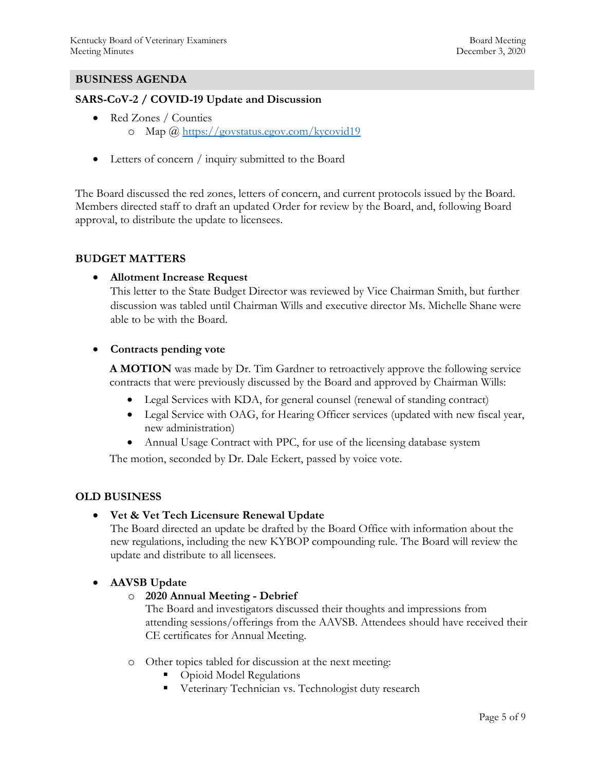## BUSINESS AGENDA

### SARS-CoV-2 / COVID-19 Update and Discussion

- Red Zones / Counties
  - Map @ https://govstatus.egov.com/kycovid19
- Letters of concern / inquiry submitted to the Board

The Board discussed the red zones, letters of concern, and current protocols issued by the Board. Members directed staff to draft an updated Order for review by the Board, and, following Board approval, to distribute the update to licensees.

## BUDGET MATTERS

- **Allotment Increase Request**
  This letter to the State Budget Director was reviewed by Vice Chairman Smith, but further discussion was tabled until Chairman Wills and executive director Ms. Michelle Shane were able to be with the Board.

- **Contracts pending vote**

  **A MOTION** was made by Dr. Tim Gardner to retroactively approve the following service contracts that were previously discussed by the Board and approved by Chairman Wills:
  - Legal Services with KDA, for general counsel (renewal of standing contract)
  - Legal Service with OAG, for Hearing Officer services (updated with new fiscal year, new administration)
  - Annual Usage Contract with PPC, for use of the licensing database system

  The motion, seconded by Dr. Dale Eckert, passed by voice vote.

## OLD BUSINESS

- **Vet & Vet Tech Licensure Renewal Update**
  The Board directed an update be drafted by the Board Office with information about the new regulations, including the new KYBOP compounding rule. The Board will review the update and distribute to all licensees.

- **AAVSB Update**
  - **2020 Annual Meeting - Debrief**
    The Board and investigators discussed their thoughts and impressions from attending sessions/offerings from the AAVSB. Attendees should have received their CE certificates for Annual Meeting.
  - Other topics tabled for discussion at the next meeting:
    - Opioid Model Regulations
    - Veterinary Technician vs. Technologist duty research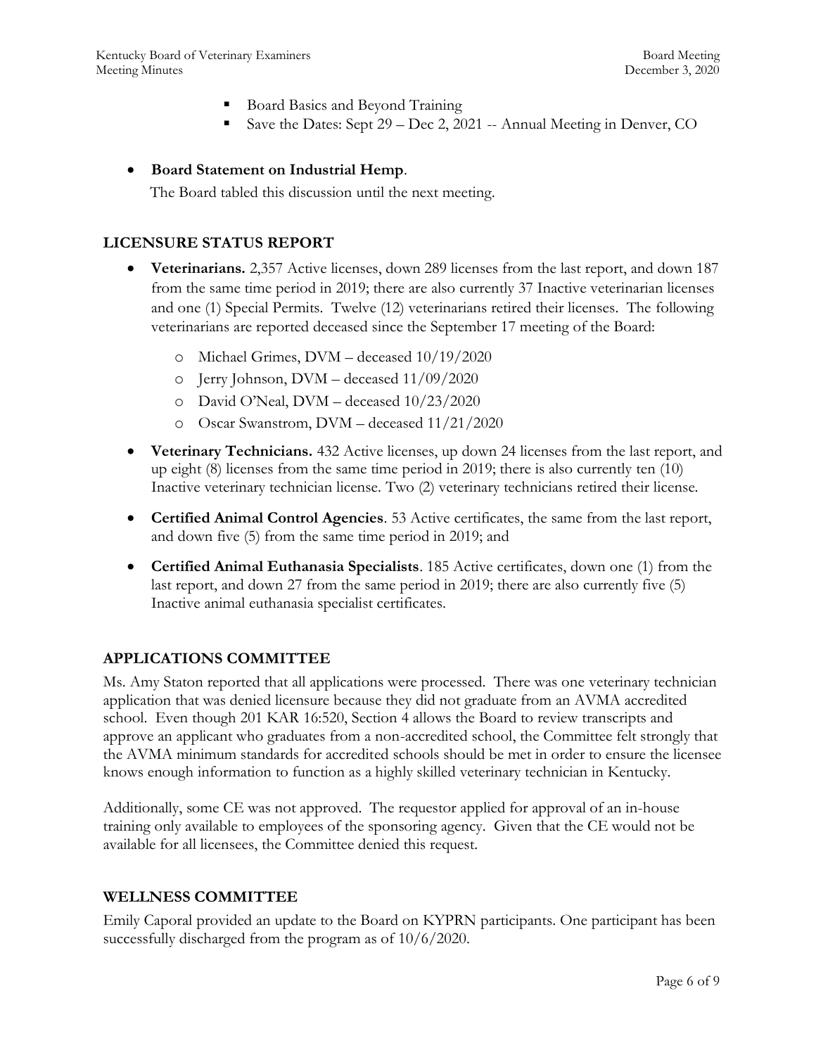- Board Basics and Beyond Training
- Save the Dates: Sept 29 – Dec 2, 2021 -- Annual Meeting in Denver, CO

- **Board Statement on Industrial Hemp**.
  The Board tabled this discussion until the next meeting.

## LICENSURE STATUS REPORT

- **Veterinarians.** 2,357 Active licenses, down 289 licenses from the last report, and down 187 from the same time period in 2019; there are also currently 37 Inactive veterinarian licenses and one (1) Special Permits. Twelve (12) veterinarians retired their licenses. The following veterinarians are reported deceased since the September 17 meeting of the Board:
  - Michael Grimes, DVM – deceased 10/19/2020
  - Jerry Johnson, DVM – deceased 11/09/2020
  - David O'Neal, DVM – deceased 10/23/2020
  - Oscar Swanstrom, DVM – deceased 11/21/2020
- **Veterinary Technicians.** 432 Active licenses, up down 24 licenses from the last report, and up eight (8) licenses from the same time period in 2019; there is also currently ten (10) Inactive veterinary technician license. Two (2) veterinary technicians retired their license.
- **Certified Animal Control Agencies**. 53 Active certificates, the same from the last report, and down five (5) from the same time period in 2019; and
- **Certified Animal Euthanasia Specialists**. 185 Active certificates, down one (1) from the last report, and down 27 from the same period in 2019; there are also currently five (5) Inactive animal euthanasia specialist certificates.

## APPLICATIONS COMMITTEE

Ms. Amy Staton reported that all applications were processed. There was one veterinary technician application that was denied licensure because they did not graduate from an AVMA accredited school. Even though 201 KAR 16:520, Section 4 allows the Board to review transcripts and approve an applicant who graduates from a non-accredited school, the Committee felt strongly that the AVMA minimum standards for accredited schools should be met in order to ensure the licensee knows enough information to function as a highly skilled veterinary technician in Kentucky.

Additionally, some CE was not approved. The requestor applied for approval of an in-house training only available to employees of the sponsoring agency. Given that the CE would not be available for all licensees, the Committee denied this request.

## WELLNESS COMMITTEE

Emily Caporal provided an update to the Board on KYPRN participants. One participant has been successfully discharged from the program as of 10/6/2020.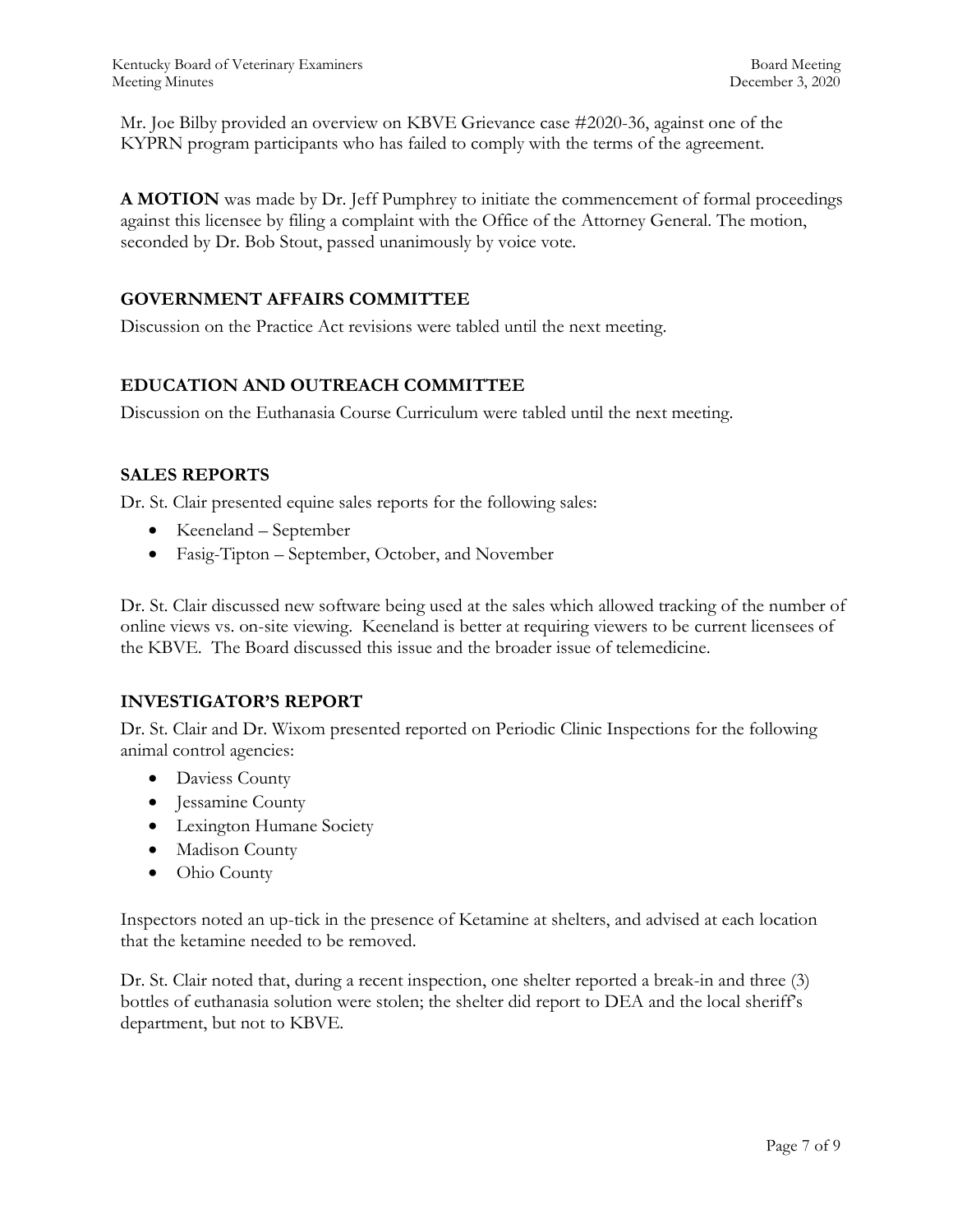Mr. Joe Bilby provided an overview on KBVE Grievance case #2020-36, against one of the KYPRN program participants who has failed to comply with the terms of the agreement.

**A MOTION** was made by Dr. Jeff Pumphrey to initiate the commencement of formal proceedings against this licensee by filing a complaint with the Office of the Attorney General. The motion, seconded by Dr. Bob Stout, passed unanimously by voice vote.

## GOVERNMENT AFFAIRS COMMITTEE

Discussion on the Practice Act revisions were tabled until the next meeting.

## EDUCATION AND OUTREACH COMMITTEE

Discussion on the Euthanasia Course Curriculum were tabled until the next meeting.

## SALES REPORTS

Dr. St. Clair presented equine sales reports for the following sales:

- Keeneland – September
- Fasig-Tipton – September, October, and November

Dr. St. Clair discussed new software being used at the sales which allowed tracking of the number of online views vs. on-site viewing. Keeneland is better at requiring viewers to be current licensees of the KBVE. The Board discussed this issue and the broader issue of telemedicine.

## INVESTIGATOR'S REPORT

Dr. St. Clair and Dr. Wixom presented reported on Periodic Clinic Inspections for the following animal control agencies:

- Daviess County
- Jessamine County
- Lexington Humane Society
- Madison County
- Ohio County

Inspectors noted an up-tick in the presence of Ketamine at shelters, and advised at each location that the ketamine needed to be removed.

Dr. St. Clair noted that, during a recent inspection, one shelter reported a break-in and three (3) bottles of euthanasia solution were stolen; the shelter did report to DEA and the local sheriff's department, but not to KBVE.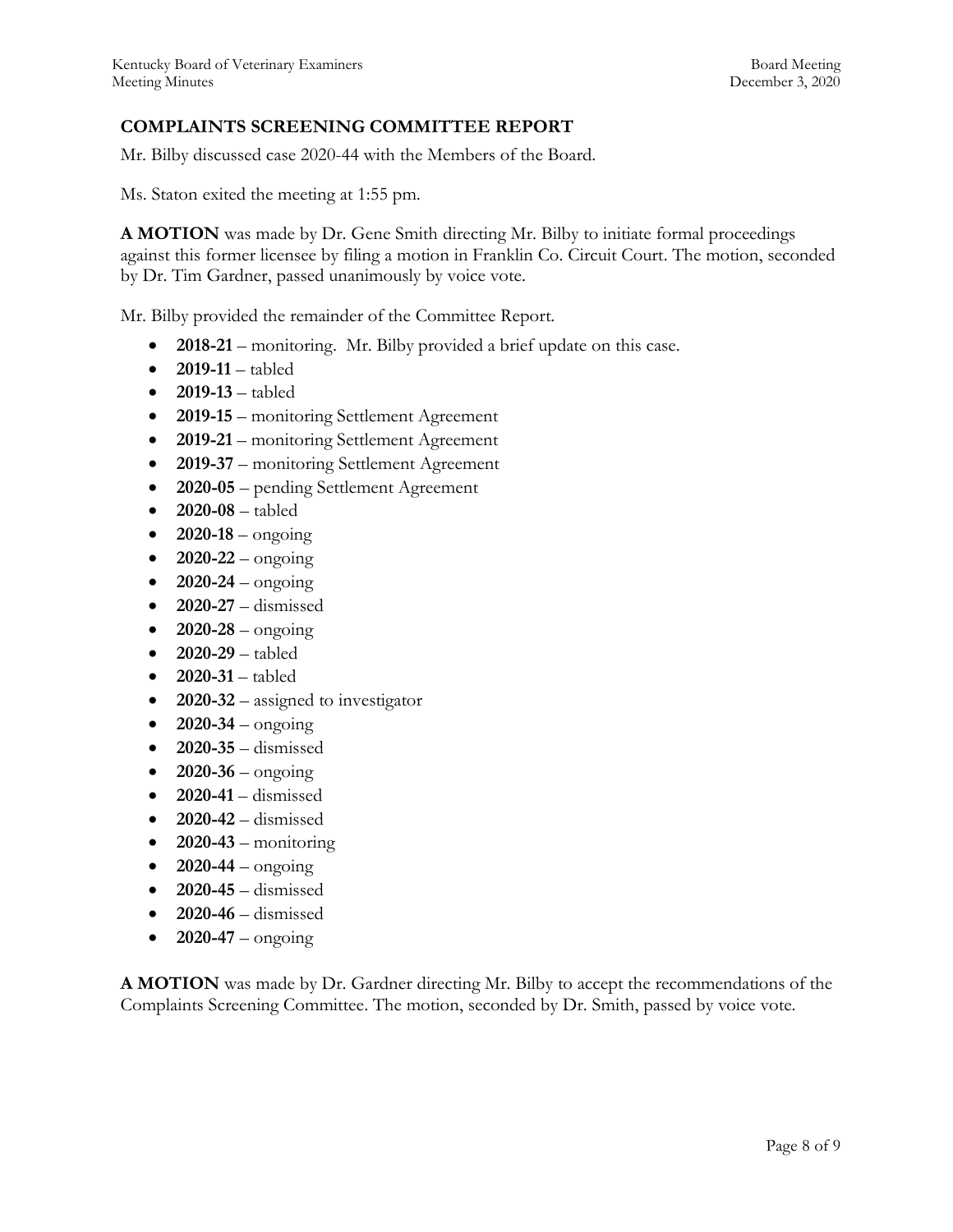## COMPLAINTS SCREENING COMMITTEE REPORT

Mr. Bilby discussed case 2020-44 with the Members of the Board.

Ms. Staton exited the meeting at 1:55 pm.

**A MOTION** was made by Dr. Gene Smith directing Mr. Bilby to initiate formal proceedings against this former licensee by filing a motion in Franklin Co. Circuit Court. The motion, seconded by Dr. Tim Gardner, passed unanimously by voice vote.

Mr. Bilby provided the remainder of the Committee Report.

- **2018-21** – monitoring. Mr. Bilby provided a brief update on this case.
- **2019-11** – tabled
- **2019-13** – tabled
- **2019-15** – monitoring Settlement Agreement
- **2019-21** – monitoring Settlement Agreement
- **2019-37** – monitoring Settlement Agreement
- **2020-05** – pending Settlement Agreement
- **2020-08** – tabled
- **2020-18** – ongoing
- **2020-22** – ongoing
- **2020-24** – ongoing
- **2020-27** – dismissed
- **2020-28** – ongoing
- **2020-29** – tabled
- **2020-31** – tabled
- **2020-32** – assigned to investigator
- **2020-34** – ongoing
- **2020-35** – dismissed
- **2020-36** – ongoing
- **2020-41** – dismissed
- **2020-42** – dismissed
- **2020-43** – monitoring
- **2020-44** – ongoing
- **2020-45** – dismissed
- **2020-46** – dismissed
- **2020-47** – ongoing

**A MOTION** was made by Dr. Gardner directing Mr. Bilby to accept the recommendations of the Complaints Screening Committee. The motion, seconded by Dr. Smith, passed by voice vote.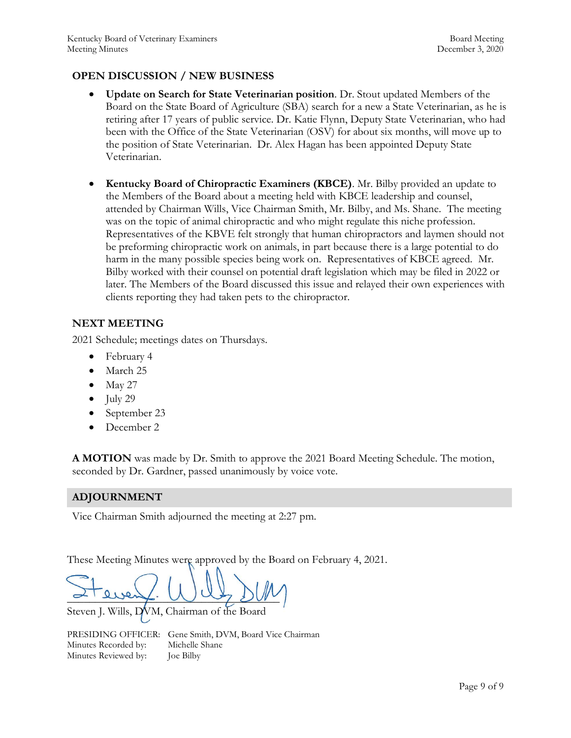## OPEN DISCUSSION / NEW BUSINESS

- **Update on Search for State Veterinarian position**. Dr. Stout updated Members of the Board on the State Board of Agriculture (SBA) search for a new a State Veterinarian, as he is retiring after 17 years of public service. Dr. Katie Flynn, Deputy State Veterinarian, who had been with the Office of the State Veterinarian (OSV) for about six months, will move up to the position of State Veterinarian. Dr. Alex Hagan has been appointed Deputy State Veterinarian.

- **Kentucky Board of Chiropractic Examiners (KBCE)**. Mr. Bilby provided an update to the Members of the Board about a meeting held with KBCE leadership and counsel, attended by Chairman Wills, Vice Chairman Smith, Mr. Bilby, and Ms. Shane. The meeting was on the topic of animal chiropractic and who might regulate this niche profession. Representatives of the KBVE felt strongly that human chiropractors and laymen should not be preforming chiropractic work on animals, in part because there is a large potential to do harm in the many possible species being work on. Representatives of KBCE agreed. Mr. Bilby worked with their counsel on potential draft legislation which may be filed in 2022 or later. The Members of the Board discussed this issue and relayed their own experiences with clients reporting they had taken pets to the chiropractor.

## NEXT MEETING

2021 Schedule; meetings dates on Thursdays.

- February 4
- March 25
- May 27
- July 29
- September 23
- December 2

**A MOTION** was made by Dr. Smith to approve the 2021 Board Meeting Schedule. The motion, seconded by Dr. Gardner, passed unanimously by voice vote.

## ADJOURNMENT

Vice Chairman Smith adjourned the meeting at 2:27 pm.

These Meeting Minutes were approved by the Board on February 4, 2021.

Steven J. Wills, DVM, Chairman of the Board

PRESIDING OFFICER: Gene Smith, DVM, Board Vice Chairman
Minutes Recorded by: Michelle Shane
Minutes Reviewed by: Joe Bilby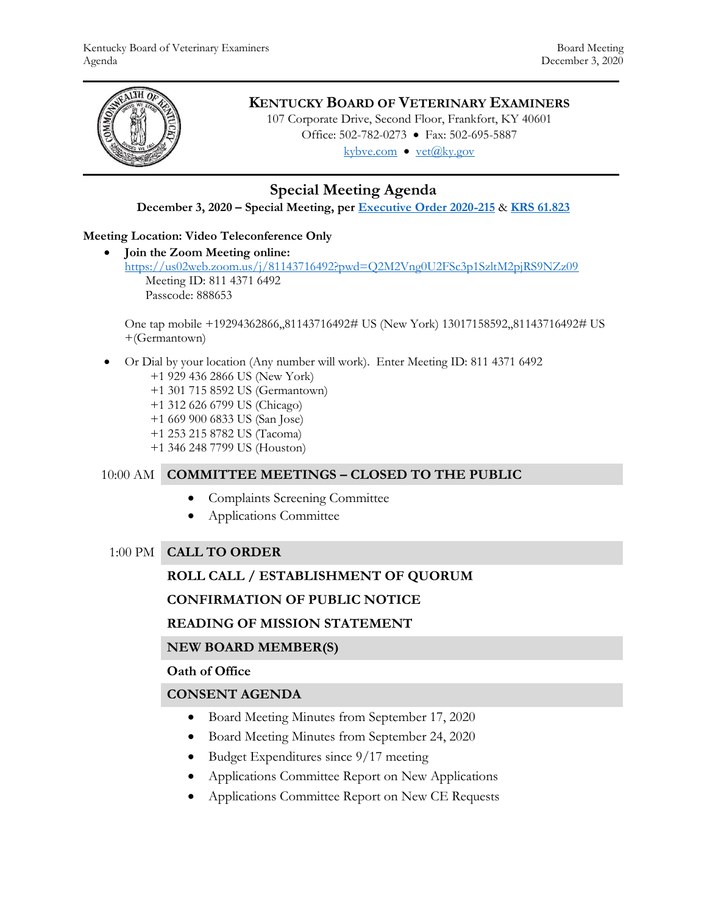# KENTUCKY BOARD OF VETERINARY EXAMINERS

107 Corporate Drive, Second Floor, Frankfort, KY 40601
Office: 502-782-0273 • Fax: 502-695-5887
kybve.com • vet@ky.gov

## Special Meeting Agenda

**December 3, 2020 – Special Meeting, per Executive Order 2020-215 & KRS 61.823**

**Meeting Location: Video Teleconference Only**

- **Join the Zoom Meeting online:**
  https://us02web.zoom.us/j/81143716492?pwd=Q2M2Vng0U2FSc3p1SzltM2pjRS9NZz09
  Meeting ID: 811 4371 6492
  Passcode: 888653

  One tap mobile +19294362866,,81143716492# US (New York) 13017158592,,81143716492# US +(Germantown)

- Or Dial by your location (Any number will work). Enter Meeting ID: 811 4371 6492
  - +1 929 436 2866 US (New York)
  - +1 301 715 8592 US (Germantown)
  - +1 312 626 6799 US (Chicago)
  - +1 669 900 6833 US (San Jose)
  - +1 253 215 8782 US (Tacoma)
  - +1 346 248 7799 US (Houston)

10:00 AM **COMMITTEE MEETINGS – CLOSED TO THE PUBLIC**

- Complaints Screening Committee
- Applications Committee

1:00 PM **CALL TO ORDER**

**ROLL CALL / ESTABLISHMENT OF QUORUM**

**CONFIRMATION OF PUBLIC NOTICE**

**READING OF MISSION STATEMENT**

**NEW BOARD MEMBER(S)**

**Oath of Office**

**CONSENT AGENDA**

- Board Meeting Minutes from September 17, 2020
- Board Meeting Minutes from September 24, 2020
- Budget Expenditures since 9/17 meeting
- Applications Committee Report on New Applications
- Applications Committee Report on New CE Requests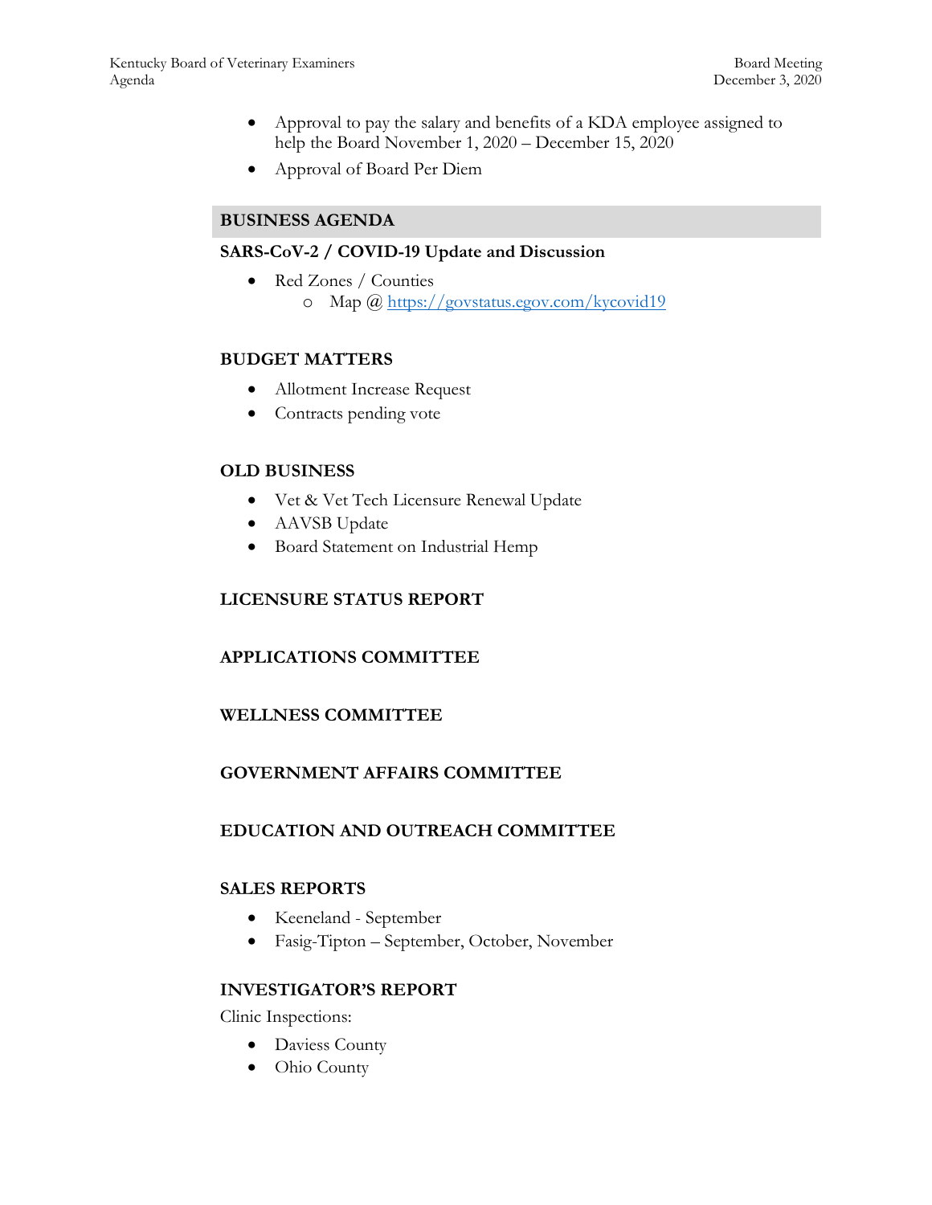- Approval to pay the salary and benefits of a KDA employee assigned to help the Board November 1, 2020 – December 15, 2020
- Approval of Board Per Diem

## BUSINESS AGENDA

### SARS-CoV-2 / COVID-19 Update and Discussion

- Red Zones / Counties
  - Map @ https://govstatus.egov.com/kycovid19

### BUDGET MATTERS

- Allotment Increase Request
- Contracts pending vote

### OLD BUSINESS

- Vet & Vet Tech Licensure Renewal Update
- AAVSB Update
- Board Statement on Industrial Hemp

### LICENSURE STATUS REPORT

### APPLICATIONS COMMITTEE

### WELLNESS COMMITTEE

### GOVERNMENT AFFAIRS COMMITTEE

### EDUCATION AND OUTREACH COMMITTEE

### SALES REPORTS

- Keeneland - September
- Fasig-Tipton – September, October, November

### INVESTIGATOR'S REPORT

Clinic Inspections:

- Daviess County
- Ohio County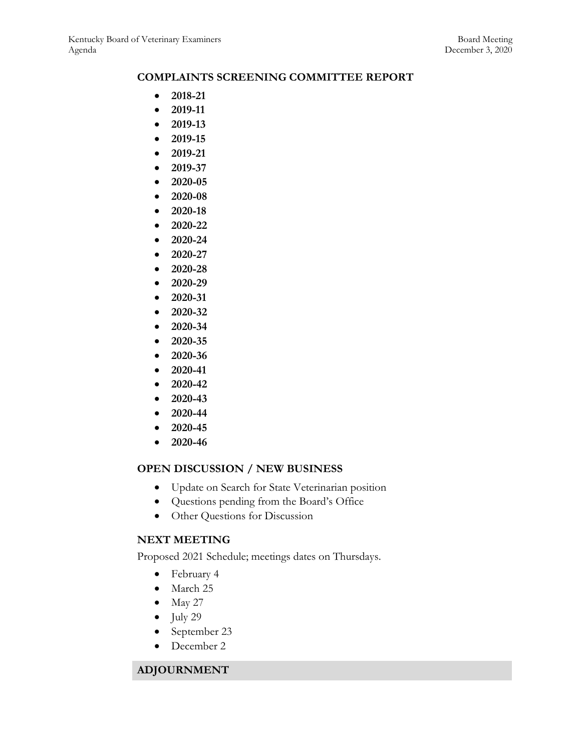## COMPLAINTS SCREENING COMMITTEE REPORT

- **2018-21**
- **2019-11**
- **2019-13**
- **2019-15**
- **2019-21**
- **2019-37**
- **2020-05**
- **2020-08**
- **2020-18**
- **2020-22**
- **2020-24**
- **2020-27**
- **2020-28**
- **2020-29**
- **2020-31**
- **2020-32**
- **2020-34**
- **2020-35**
- **2020-36**
- **2020-41**
- **2020-42**
- **2020-43**
- **2020-44**
- **2020-45**
- **2020-46**

## OPEN DISCUSSION / NEW BUSINESS

- Update on Search for State Veterinarian position
- Questions pending from the Board's Office
- Other Questions for Discussion

## NEXT MEETING

Proposed 2021 Schedule; meetings dates on Thursdays.

- February 4
- March 25
- May 27
- July 29
- September 23
- December 2

## ADJOURNMENT